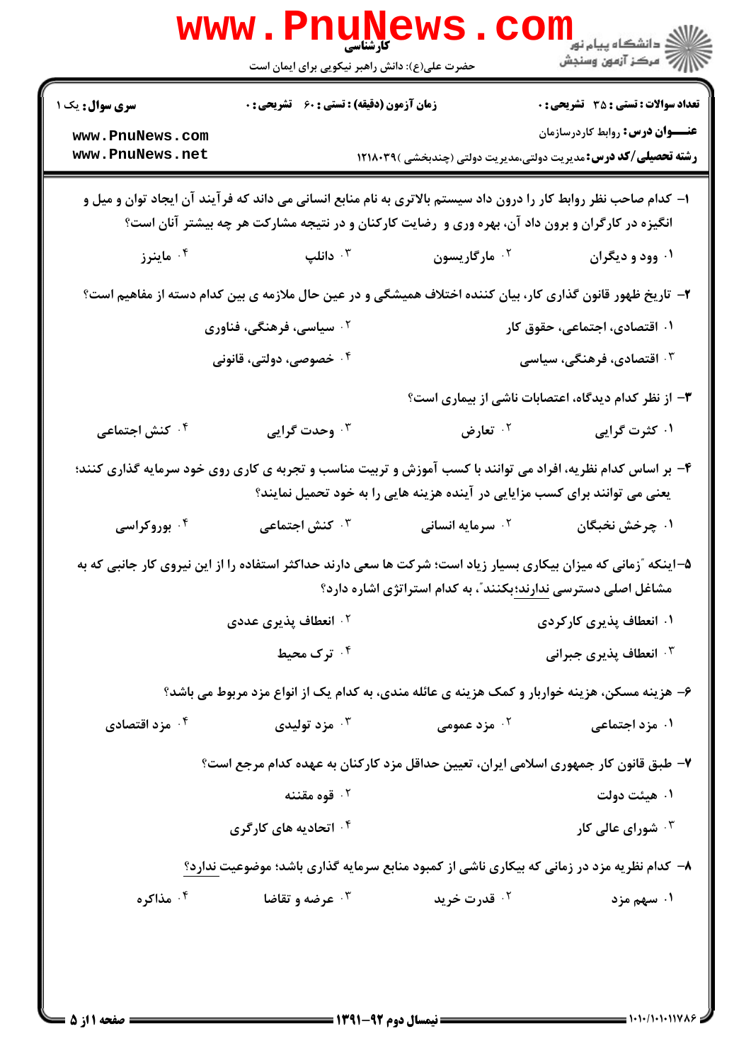**کارشناسی**

حضرت علی(ع): دانش راهبر نیکویی برای ایمان است

**سری سوال:** یک ۱

**زمان آزمون (دقیقه) : تستی : ۶۰ تشریحی : ۰**

**تعداد سوالات : تستی : ۳۵ تشریحی : ۰**

**عنـــوان درس:** روابط کاردرسازمان

**رشته تحصیلی/کد درس:** مدیریت دولتی،مدیریت دولتی (چندبخشی )۱۲۱۸۰۳۹

۱- کدام صاحب نظر روابط کار را درون داد سیستم بالاتری به نام منابع انسانی می داند که فرآیند آن ایجاد توان و میل و انگیزه در کارگران و برون داد آن، بهره وری و رضایت کارکنان و در نتیجه مشارکت هر چه بیشتر آنان است؟

۱. وود و دیگران
۲. مارگاریسون
۳. دانلپ
۴. ماینرز

۲- تاریخ ظهور قانون گذاری کار، بیان کننده اختلاف همیشگی و در عین حال ملازمه ی بین کدام دسته از مفاهیم است؟

۱. اقتصادی، اجتماعی، حقوق کار
۲. سیاسی، فرهنگی، فناوری
۳. اقتصادی، فرهنگی، سیاسی
۴. خصوصی، دولتی، قانونی

۳- از نظر کدام دیدگاه، اعتصابات ناشی از بیماری است؟

۱. کثرت گرایی
۲. تعارض
۳. وحدت گرایی
۴. کنش اجتماعی

۴- بر اساس کدام نظریه، افراد می توانند با کسب آموزش و تربیت مناسب و تجربه ی کاری روی خود سرمایه گذاری کنند؛ یعنی می توانند برای کسب مزایایی در آینده هزینه هایی را به خود تحمیل نمایند؟

۱. چرخش نخبگان
۲. سرمایه انسانی
۳. کنش اجتماعی
۴. بوروکراسی

۵- اینکه "زمانی که میزان بیکاری بسیار زیاد است؛ شرکت ها سعی دارند حداکثر استفاده را از این نیروی کار جانبی که به مشاغل اصلی دسترسی ندارند؛بکنند"، به کدام استراتژی اشاره دارد؟

۱. انعطاف پذیری کارکردی
۲. انعطاف پذیری عددی
۳. انعطاف پذیری جبرانی
۴. ترک محیط

۶- هزینه مسکن، هزینه خواربار و کمک هزینه ی عائله مندی، به کدام یک از انواع مزد مربوط می باشد؟

۱. مزد اجتماعی
۲. مزد عمومی
۳. مزد تولیدی
۴. مزد اقتصادی

۷- طبق قانون کار جمهوری اسلامی ایران، تعیین حداقل مزد کارکنان به عهده کدام مرجع است؟

۱. هیئت دولت
۲. قوه مقننه
۳. شورای عالی کار
۴. اتحادیه های کارگری

۸- کدام نظریه مزد در زمانی که بیکاری ناشی از کمبود منابع سرمایه گذاری باشد؛ موضوعیت ندارد؟

۱. سهم مزد
۲. قدرت خرید
۳. عرضه و تقاضا
۴. مذاکره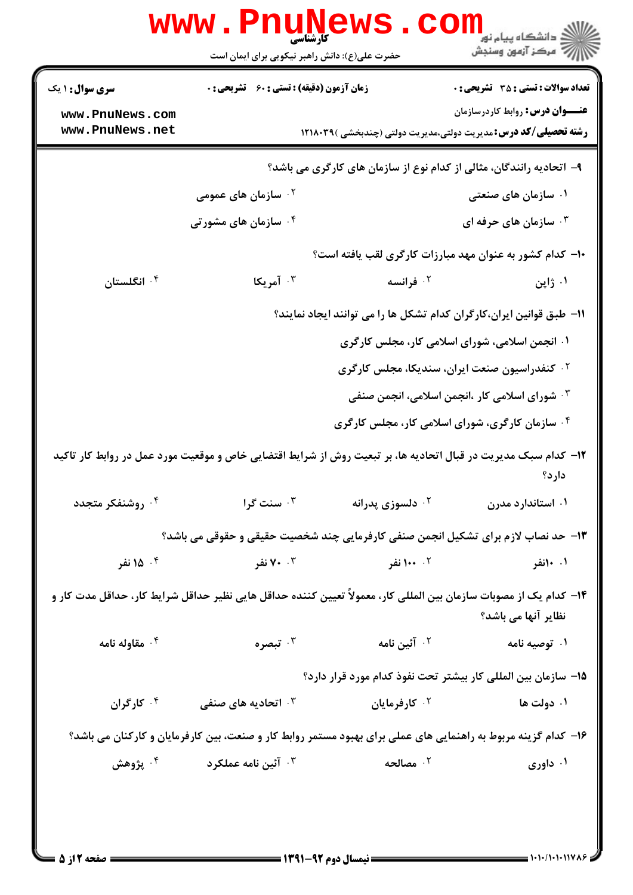۹- اتحادیه رانندگان، مثالی از کدام نوع از سازمان های کارگری می باشد؟

۱. سازمان های صنعتی
۲. سازمان های عمومی
۳. سازمان های حرفه ای
۴. سازمان های مشورتی

۱۰- کدام کشور به عنوان مهد مبارزات کارگری لقب یافته است؟

۱. ژاپن
۲. فرانسه
۳. آمریکا
۴. انگلستان

۱۱- طبق قوانین ایران،کارگران کدام تشکل ها را می توانند ایجاد نمایند؟

۱. انجمن اسلامی، شورای اسلامی کار، مجلس کارگری
۲. کنفدراسیون صنعت ایران، سندیکا، مجلس کارگری
۳. شورای اسلامی کار ،انجمن اسلامی، انجمن صنفی
۴. سازمان کارگری، شورای اسلامی کار، مجلس کارگری

۱۲- کدام سبک مدیریت در قبال اتحادیه ها، بر تبعیت روش از شرایط اقتضایی خاص و موقعیت مورد عمل در روابط کار تاکید دارد؟

۱. استاندارد مدرن
۲. دلسوزی پدرانه
۳. سنت گرا
۴. روشنفکر متجدد

۱۳- حد نصاب لازم برای تشکیل انجمن صنفی کارفرمایی چند شخصیت حقیقی و حقوقی می باشد؟

۱. ۱۰نفر
۲. ۱۰۰ نفر
۳. ۷۰ نفر
۴. ۱۵ نفر

۱۴- کدام یک از مصوبات سازمان بین المللی کار، معمولاً تعیین کننده حداقل هایی نظیر حداقل شرایط کار، حداقل مدت کار و نظایر آنها می باشد؟

۱. توصیه نامه
۲. آئین نامه
۳. تبصره
۴. مقاوله نامه

۱۵- سازمان بین المللی کار بیشتر تحت نفوذ کدام مورد قرار دارد؟

۱. دولت ها
۲. کارفرمایان
۳. اتحادیه های صنفی
۴. کارگران

۱۶- کدام گزینه مربوط به راهنمایی های عملی برای بهبود مستمر روابط کار و صنعت، بین کارفرمایان و کارکنان می باشد؟

۱. داوری
۲. مصالحه
۳. آئین نامه عملکرد
۴. پژوهش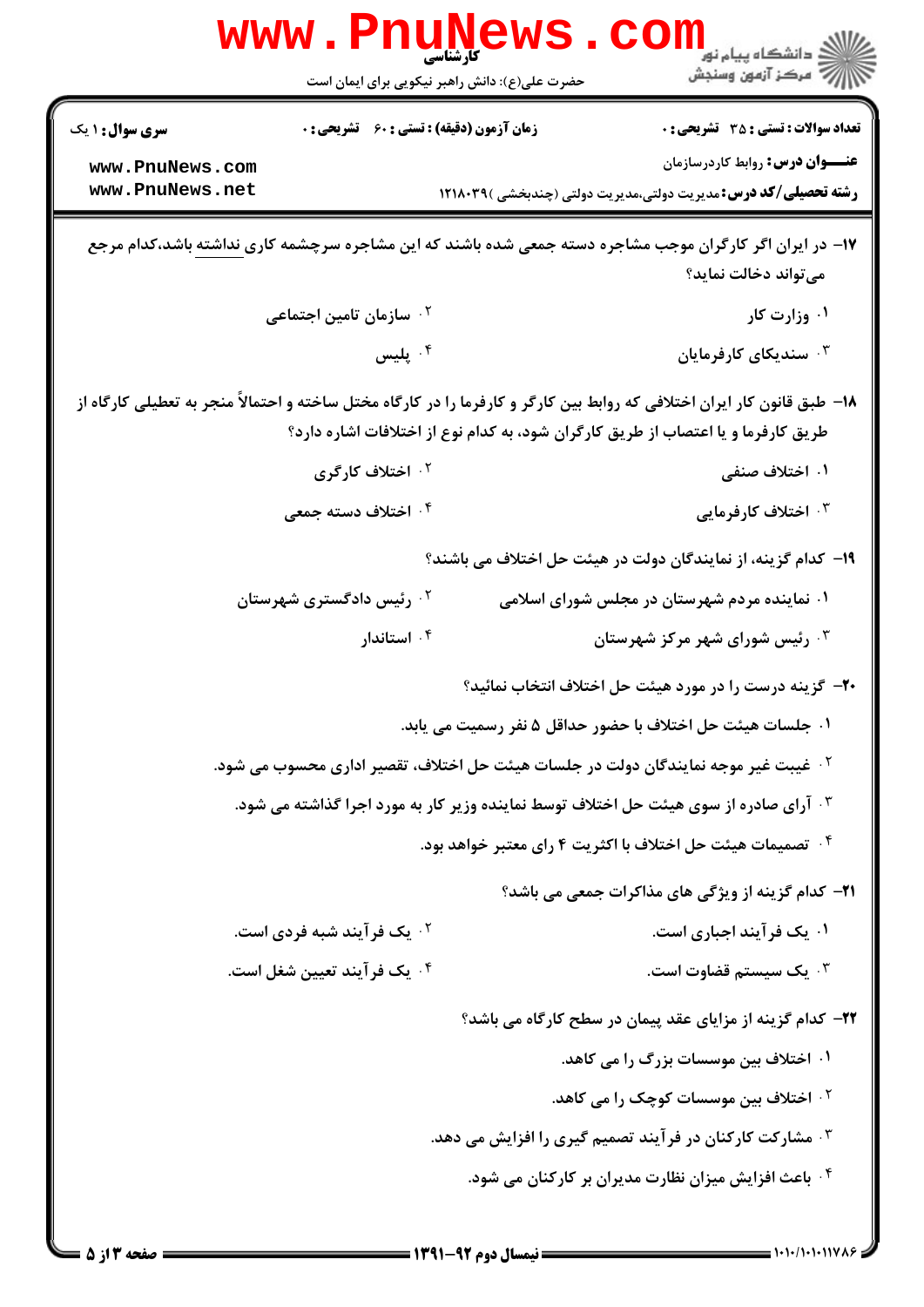۱۷- در ایران اگر کارگران موجب مشاجره دسته جمعی شده باشند که این مشاجره سرچشمه کاری نداشته باشد،کدام مرجع می‌تواند دخالت نماید؟

۱. وزارت کار
۲. سازمان تامین اجتماعی
۳. سندیکای کارفرمایان
۴. پلیس

۱۸- طبق قانون کار ایران اختلافی که روابط بین کارگر و کارفرما را در کارگاه مختل ساخته و احتمالاً منجر به تعطیلی کارگاه از طریق کارفرما و یا اعتصاب از طریق کارگران شود، به کدام نوع از اختلافات اشاره دارد؟

۱. اختلاف صنفی
۲. اختلاف کارگری
۳. اختلاف کارفرمایی
۴. اختلاف دسته جمعی

۱۹- کدام گزینه، از نمایندگان دولت در هیئت حل اختلاف می باشند؟

۱. نماینده مردم شهرستان در مجلس شورای اسلامی
۲. رئیس دادگستری شهرستان
۳. رئیس شورای شهر مرکز شهرستان
۴. استاندار

۲۰- گزینه درست را در مورد هیئت حل اختلاف انتخاب نمائید؟

۱. جلسات هیئت حل اختلاف با حضور حداقل ۵ نفر رسمیت می یابد.
۲. غیبت غیر موجه نمایندگان دولت در جلسات هیئت حل اختلاف، تقصیر اداری محسوب می شود.
۳. آرای صادره از سوی هیئت حل اختلاف توسط نماینده وزیر کار به مورد اجرا گذاشته می شود.
۴. تصمیمات هیئت حل اختلاف با اکثریت ۴ رای معتبر خواهد بود.

۲۱- کدام گزینه از ویژگی های مذاکرات جمعی می باشد؟

۱. یک فرآیند اجباری است.
۲. یک فرآیند شبه فردی است.
۳. یک سیستم قضاوت است.
۴. یک فرآیند تعیین شغل است.

۲۲- کدام گزینه از مزایای عقد پیمان در سطح کارگاه می باشد؟

۱. اختلاف بین موسسات بزرگ را می کاهد.
۲. اختلاف بین موسسات کوچک را می کاهد.
۳. مشارکت کارکنان در فرآیند تصمیم گیری را افزایش می دهد.
۴. باعث افزایش میزان نظارت مدیران بر کارکنان می شود.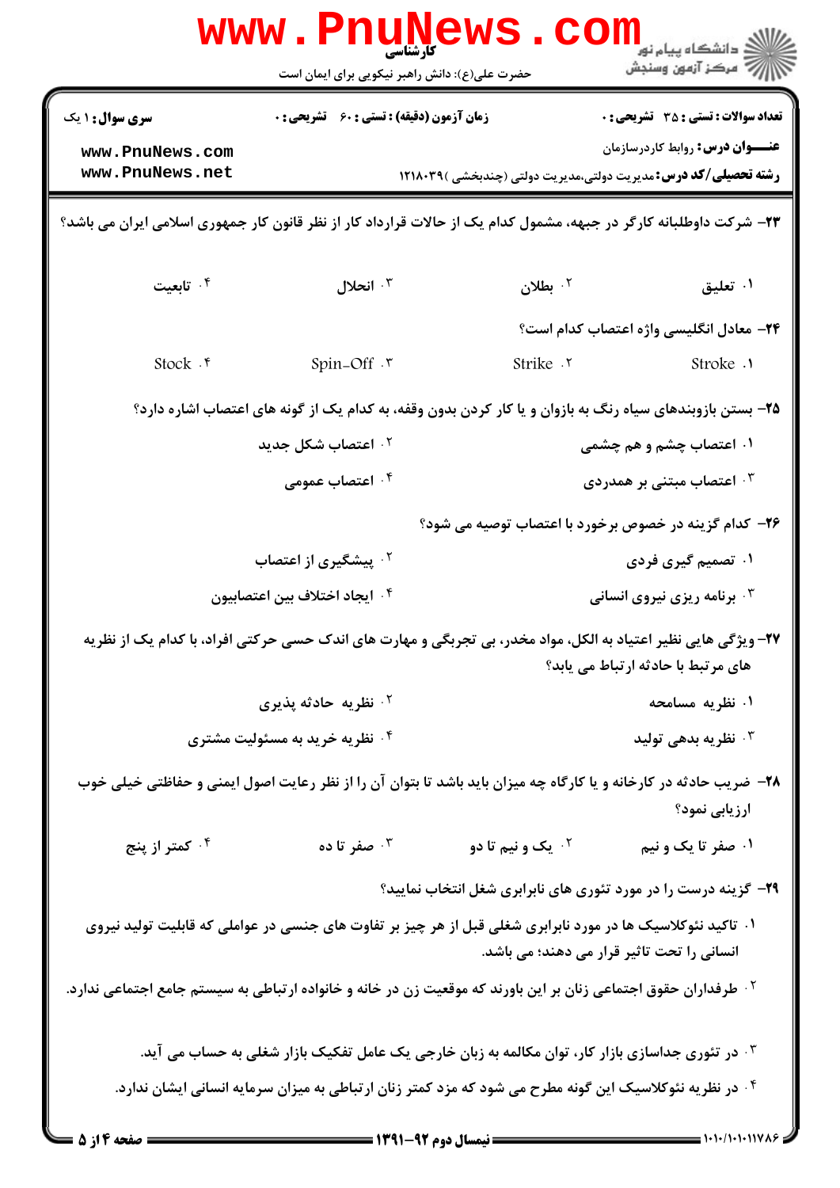**سری سوال:** ۱ یک

**زمان آزمون (دقیقه) : تستی :** ۶۰ **تشریحی :** ۰

**تعداد سوالات : تستی :** ۳۵ **تشریحی :** ۰

**عنـــوان درس:** روابط کاردرسازمان

**رشته تحصیلی/کد درس:** مدیریت دولتی،مدیریت دولتی (چندبخشی )۱۲۱۸۰۳۹

۲۳- شرکت داوطلبانه کارگر در جبهه، مشمول کدام یک از حالات قرارداد کار از نظر قانون کار جمهوری اسلامی ایران می باشد؟

۱. تعلیق
۲. بطلان
۳. انحلال
۴. تابعیت

۲۴- معادل انگلیسی واژه اعتصاب کدام است؟

۱. Stroke
۲. Strike
۳. Spin-Off
۴. Stock

۲۵- بستن بازوبندهای سیاه رنگ به بازوان و یا کار کردن بدون وقفه، به کدام یک از گونه های اعتصاب اشاره دارد؟

۱. اعتصاب چشم و هم چشمی
۲. اعتصاب شکل جدید
۳. اعتصاب مبتنی بر همدردی
۴. اعتصاب عمومی

۲۶- کدام گزینه در خصوص برخورد با اعتصاب توصیه می شود؟

۱. تصمیم گیری فردی
۲. پیشگیری از اعتصاب
۳. برنامه ریزی نیروی انسانی
۴. ایجاد اختلاف بین اعتصابیون

۲۷- ویژگی هایی نظیر اعتیاد به الکل، مواد مخدر، بی تجربگی و مهارت های اندک حسی حرکتی افراد، با کدام یک از نظریه های مرتبط با حادثه ارتباط می یابد؟

۱. نظریه مسامحه
۲. نظریه حادثه پذیری
۳. نظریه بدهی تولید
۴. نظریه خرید به مسئولیت مشتری

۲۸- ضریب حادثه در کارخانه و یا کارگاه چه میزان باید باشد تا بتوان آن را از نظر رعایت اصول ایمنی و حفاظتی خیلی خوب ارزیابی نمود؟

۱. صفر تا یک و نیم
۲. یک و نیم تا دو
۳. صفر تا ده
۴. کمتر از پنج

۲۹- گزینه درست را در مورد تئوری های نابرابری شغل انتخاب نمایید؟

۱. تاکید نئوکلاسیک ها در مورد نابرابری شغلی قبل از هر چیز بر تفاوت های جنسی در عواملی که قابلیت تولید نیروی انسانی را تحت تاثیر قرار می دهند؛ می باشد.
۲. طرفداران حقوق اجتماعی زنان بر این باورند که موقعیت زن در خانه و خانواده ارتباطی به سیستم جامع اجتماعی ندارد.
۳. در تئوری جداسازی بازار کار، توان مکالمه به زبان خارجی یک عامل تفکیک بازار شغلی به حساب می آید.
۴. در نظریه نئوکلاسیک این گونه مطرح می شود که مزد کمتر زنان ارتباطی به میزان سرمایه انسانی ایشان ندارد.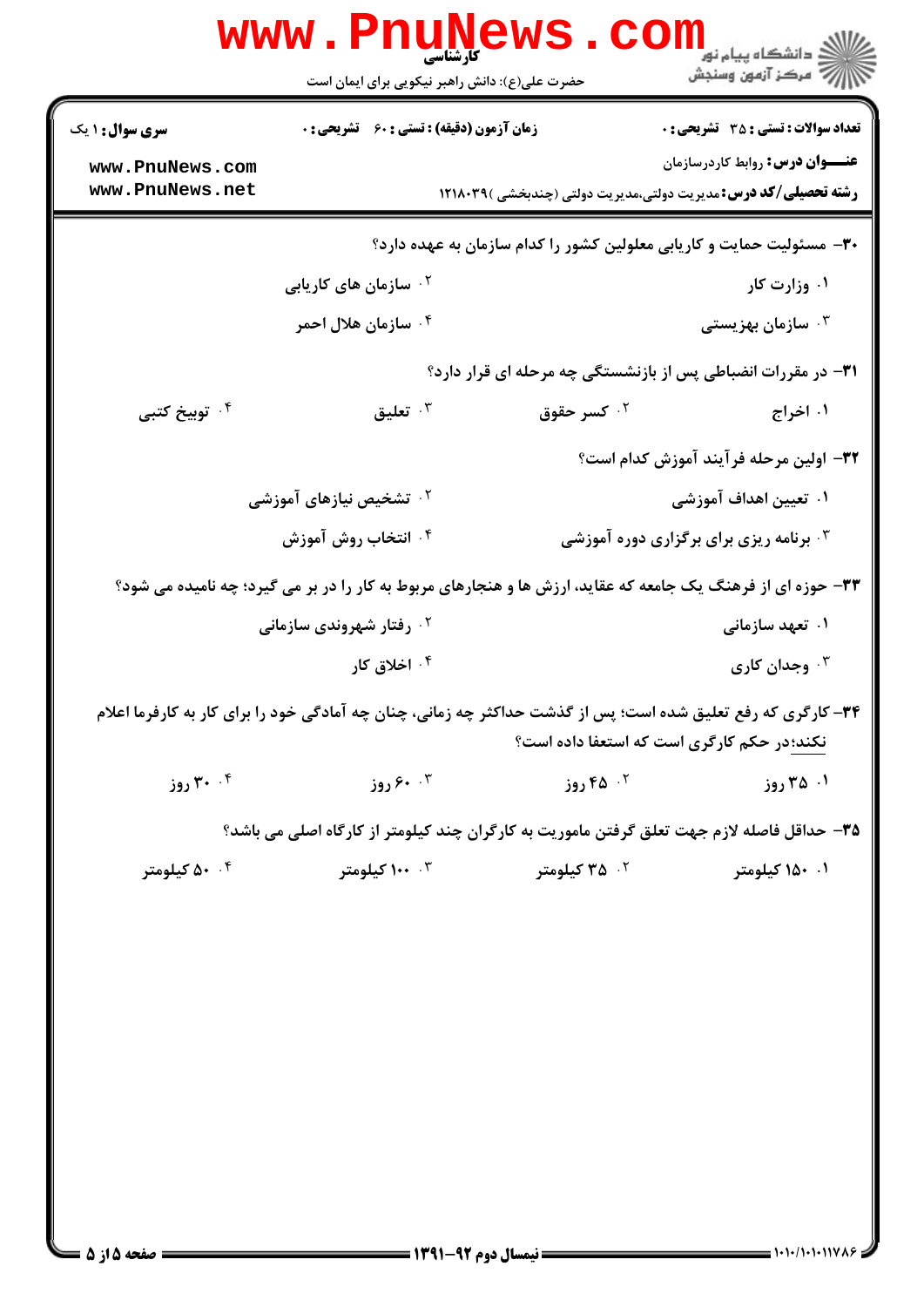**سری سوال:** ۱ یک | **زمان آزمون (دقیقه) : تستی :** ۶۰ **تشریحی :** ۰ | **تعداد سوالات : تستی :** ۳۵ **تشریحی :** ۰

**عنـــوان درس:** روابط کاردرسازمان

**رشته تحصیلی/کد درس:** مدیریت دولتی،مدیریت دولتی (چندبخشی )۱۲۱۸۰۳۹

۳۰- مسئولیت حمایت و کاریابی معلولین کشور را کدام سازمان به عهده دارد؟

۱. وزارت کار

۲. سازمان های کاریابی

۳. سازمان بهزیستی

۴. سازمان هلال احمر

۳۱- در مقررات انضباطی پس از بازنشستگی چه مرحله ای قرار دارد؟

۱. اخراج

۲. کسر حقوق

۳. تعلیق

۴. توبیخ کتبی

۳۲- اولین مرحله فرآیند آموزش کدام است؟

۱. تعیین اهداف آموزشی

۲. تشخیص نیازهای آموزشی

۳. برنامه ریزی برای برگزاری دوره آموزشی

۴. انتخاب روش آموزش

۳۳- حوزه ای از فرهنگ یک جامعه که عقاید، ارزش ها و هنجارهای مربوط به کار را در بر می گیرد؛ چه نامیده می شود؟

۱. تعهد سازمانی

۲. رفتار شهروندی سازمانی

۳. وجدان کاری

۴. اخلاق کار

۳۴- کارگری که رفع تعلیق شده است؛ پس از گذشت حداکثر چه زمانی، چنان چه آمادگی خود را برای کار به کارفرما اعلام نکند؛در حکم کارگری است که استعفا داده است؟

۱. ۳۵ روز

۲. ۴۵ روز

۳. ۶۰ روز

۴. ۳۰ روز

۳۵- حداقل فاصله لازم جهت تعلق گرفتن ماموریت به کارگران چند کیلومتر از کارگاه اصلی می باشد؟

۱. ۱۵۰ کیلومتر

۲. ۳۵ کیلومتر

۳. ۱۰۰ کیلومتر

۴. ۵۰ کیلومتر